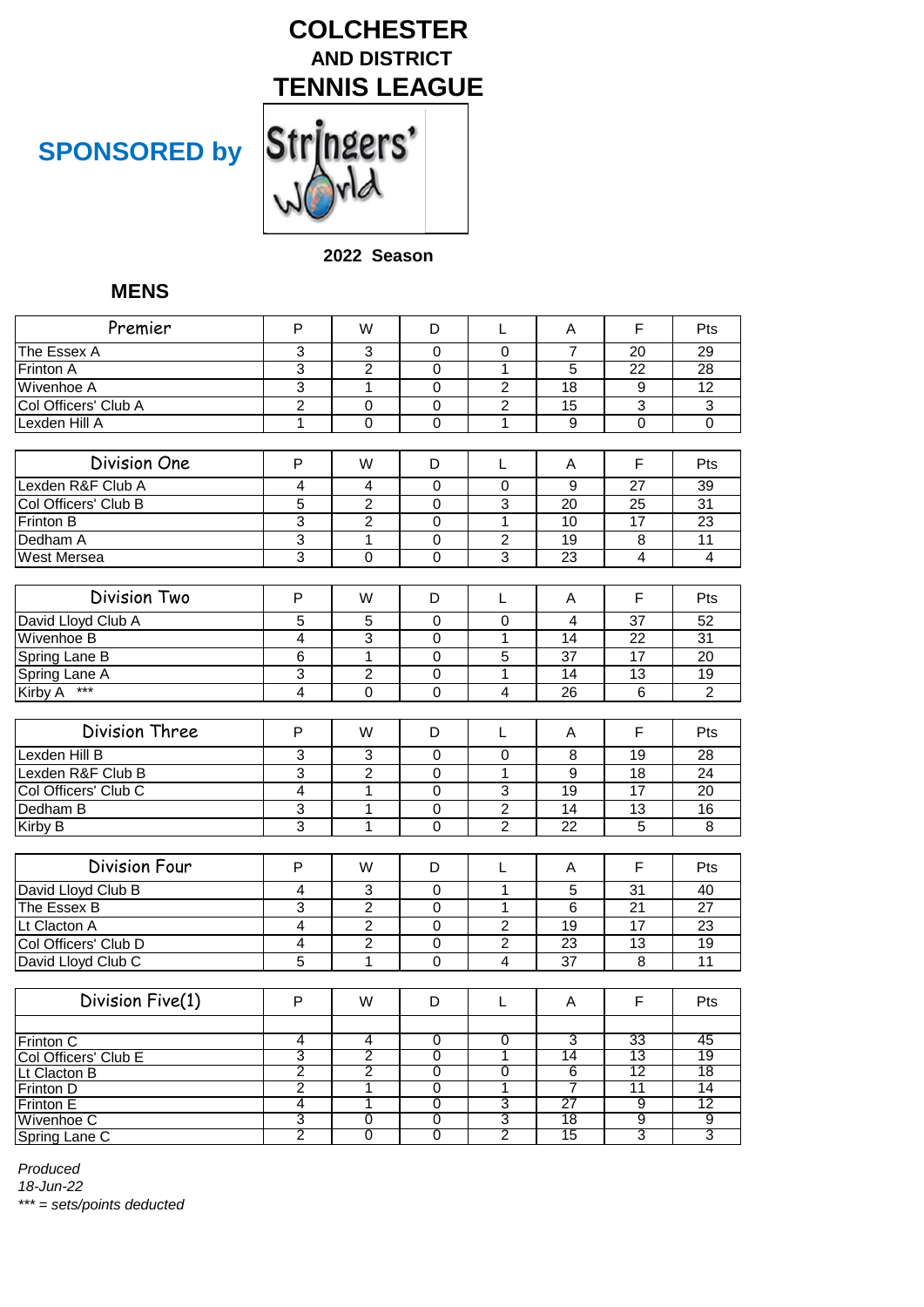# COLCHESTER
## AND DISTRICT
# TENNIS LEAGUE

**SPONSORED by**

Stringers' World

**2022 Season**

## MENS

| Premier | P | W | D | L | A | F | Pts |
|---|---|---|---|---|---|---|---|
| The Essex A | 3 | 3 | 0 | 0 | 7 | 20 | 29 |
| Frinton A | 3 | 2 | 0 | 1 | 5 | 22 | 28 |
| Wivenhoe A | 3 | 1 | 0 | 2 | 18 | 9 | 12 |
| Col Officers' Club A | 2 | 0 | 0 | 2 | 15 | 3 | 3 |
| Lexden Hill A | 1 | 0 | 0 | 1 | 9 | 0 | 0 |

| Division One | P | W | D | L | A | F | Pts |
|---|---|---|---|---|---|---|---|
| Lexden R&F Club A | 4 | 4 | 0 | 0 | 9 | 27 | 39 |
| Col Officers' Club B | 5 | 2 | 0 | 3 | 20 | 25 | 31 |
| Frinton B | 3 | 2 | 0 | 1 | 10 | 17 | 23 |
| Dedham A | 3 | 1 | 0 | 2 | 19 | 8 | 11 |
| West Mersea | 3 | 0 | 0 | 3 | 23 | 4 | 4 |

| Division Two | P | W | D | L | A | F | Pts |
|---|---|---|---|---|---|---|---|
| David Lloyd Club A | 5 | 5 | 0 | 0 | 4 | 37 | 52 |
| Wivenhoe B | 4 | 3 | 0 | 1 | 14 | 22 | 31 |
| Spring Lane B | 6 | 1 | 0 | 5 | 37 | 17 | 20 |
| Spring Lane A | 3 | 2 | 0 | 1 | 14 | 13 | 19 |
| Kirby A *** | 4 | 0 | 0 | 4 | 26 | 6 | 2 |

| Division Three | P | W | D | L | A | F | Pts |
|---|---|---|---|---|---|---|---|
| Lexden Hill B | 3 | 3 | 0 | 0 | 8 | 19 | 28 |
| Lexden R&F Club B | 3 | 2 | 0 | 1 | 9 | 18 | 24 |
| Col Officers' Club C | 4 | 1 | 0 | 3 | 19 | 17 | 20 |
| Dedham B | 3 | 1 | 0 | 2 | 14 | 13 | 16 |
| Kirby B | 3 | 1 | 0 | 2 | 22 | 5 | 8 |

| Division Four | P | W | D | L | A | F | Pts |
|---|---|---|---|---|---|---|---|
| David Lloyd Club B | 4 | 3 | 0 | 1 | 5 | 31 | 40 |
| The Essex B | 3 | 2 | 0 | 1 | 6 | 21 | 27 |
| Lt Clacton A | 4 | 2 | 0 | 2 | 19 | 17 | 23 |
| Col Officers' Club D | 4 | 2 | 0 | 2 | 23 | 13 | 19 |
| David Lloyd Club C | 5 | 1 | 0 | 4 | 37 | 8 | 11 |

| Division Five(1) | P | W | D | L | A | F | Pts |
|---|---|---|---|---|---|---|---|
| | | | | | | | |
| Frinton C | 4 | 4 | 0 | 0 | 3 | 33 | 45 |
| Col Officers' Club E | 3 | 2 | 0 | 1 | 14 | 13 | 19 |
| Lt Clacton B | 2 | 2 | 0 | 0 | 6 | 12 | 18 |
| Frinton D | 2 | 1 | 0 | 1 | 7 | 11 | 14 |
| Frinton E | 4 | 1 | 0 | 3 | 27 | 9 | 12 |
| Wivenhoe C | 3 | 0 | 0 | 3 | 18 | 9 | 9 |
| Spring Lane C | 2 | 0 | 0 | 2 | 15 | 3 | 3 |

*Produced*
*18-Jun-22*
**** = sets/points deducted*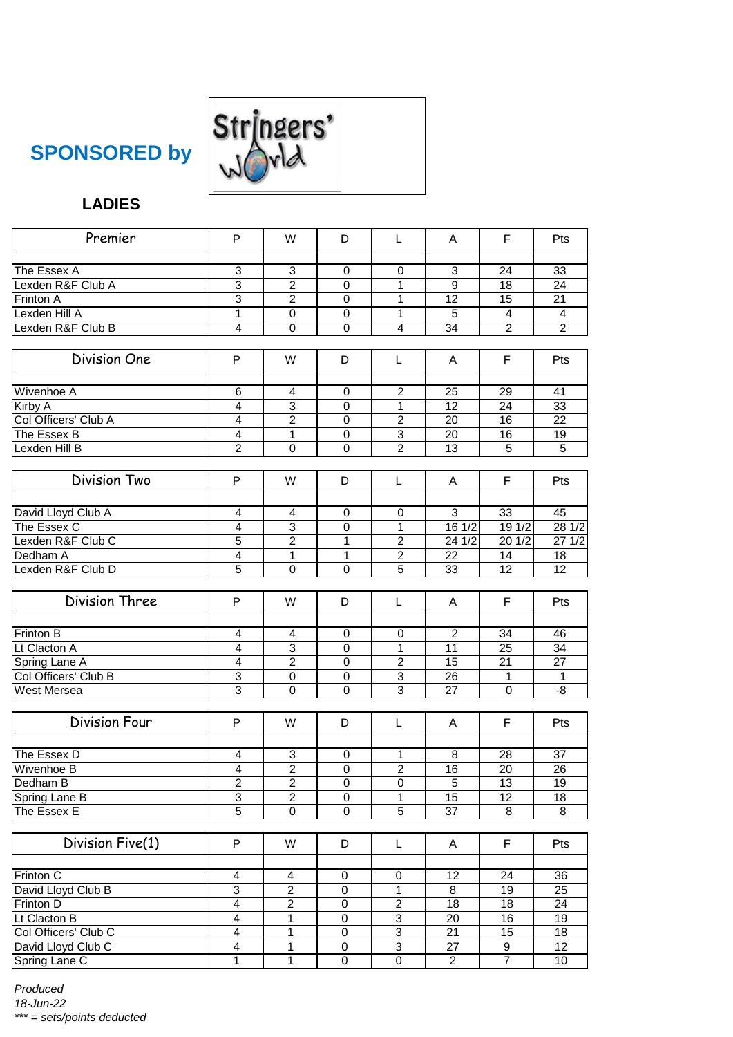**SPONSORED by**

Stringers' World

**LADIES**

| Premier | P | W | D | L | A | F | Pts |
|---|---|---|---|---|---|---|---|
| The Essex A | 3 | 3 | 0 | 0 | 3 | 24 | 33 |
| Lexden R&F Club A | 3 | 2 | 0 | 1 | 9 | 18 | 24 |
| Frinton A | 3 | 2 | 0 | 1 | 12 | 15 | 21 |
| Lexden Hill A | 1 | 0 | 0 | 1 | 5 | 4 | 4 |
| Lexden R&F Club B | 4 | 0 | 0 | 4 | 34 | 2 | 2 |

| Division One | P | W | D | L | A | F | Pts |
|---|---|---|---|---|---|---|---|
| Wivenhoe A | 6 | 4 | 0 | 2 | 25 | 29 | 41 |
| Kirby A | 4 | 3 | 0 | 1 | 12 | 24 | 33 |
| Col Officers' Club A | 4 | 2 | 0 | 2 | 20 | 16 | 22 |
| The Essex B | 4 | 1 | 0 | 3 | 20 | 16 | 19 |
| Lexden Hill B | 2 | 0 | 0 | 2 | 13 | 5 | 5 |

| Division Two | P | W | D | L | A | F | Pts |
|---|---|---|---|---|---|---|---|
| David Lloyd Club A | 4 | 4 | 0 | 0 | 3 | 33 | 45 |
| The Essex C | 4 | 3 | 0 | 1 | 16 1/2 | 19 1/2 | 28 1/2 |
| Lexden R&F Club C | 5 | 2 | 1 | 2 | 24 1/2 | 20 1/2 | 27 1/2 |
| Dedham A | 4 | 1 | 1 | 2 | 22 | 14 | 18 |
| Lexden R&F Club D | 5 | 0 | 0 | 5 | 33 | 12 | 12 |

| Division Three | P | W | D | L | A | F | Pts |
|---|---|---|---|---|---|---|---|
| Frinton B | 4 | 4 | 0 | 0 | 2 | 34 | 46 |
| Lt Clacton A | 4 | 3 | 0 | 1 | 11 | 25 | 34 |
| Spring Lane A | 4 | 2 | 0 | 2 | 15 | 21 | 27 |
| Col Officers' Club B | 3 | 0 | 0 | 3 | 26 | 1 | 1 |
| West Mersea | 3 | 0 | 0 | 3 | 27 | 0 | -8 |

| Division Four | P | W | D | L | A | F | Pts |
|---|---|---|---|---|---|---|---|
| The Essex D | 4 | 3 | 0 | 1 | 8 | 28 | 37 |
| Wivenhoe B | 4 | 2 | 0 | 2 | 16 | 20 | 26 |
| Dedham B | 2 | 2 | 0 | 0 | 5 | 13 | 19 |
| Spring Lane B | 3 | 2 | 0 | 1 | 15 | 12 | 18 |
| The Essex E | 5 | 0 | 0 | 5 | 37 | 8 | 8 |

| Division Five(1) | P | W | D | L | A | F | Pts |
|---|---|---|---|---|---|---|---|
| Frinton C | 4 | 4 | 0 | 0 | 12 | 24 | 36 |
| David Lloyd Club B | 3 | 2 | 0 | 1 | 8 | 19 | 25 |
| Frinton D | 4 | 2 | 0 | 2 | 18 | 18 | 24 |
| Lt Clacton B | 4 | 1 | 0 | 3 | 20 | 16 | 19 |
| Col Officers' Club C | 4 | 1 | 0 | 3 | 21 | 15 | 18 |
| David Lloyd Club C | 4 | 1 | 0 | 3 | 27 | 9 | 12 |
| Spring Lane C | 1 | 1 | 0 | 0 | 2 | 7 | 10 |

*Produced*
*18-Jun-22*
**** = sets/points deducted*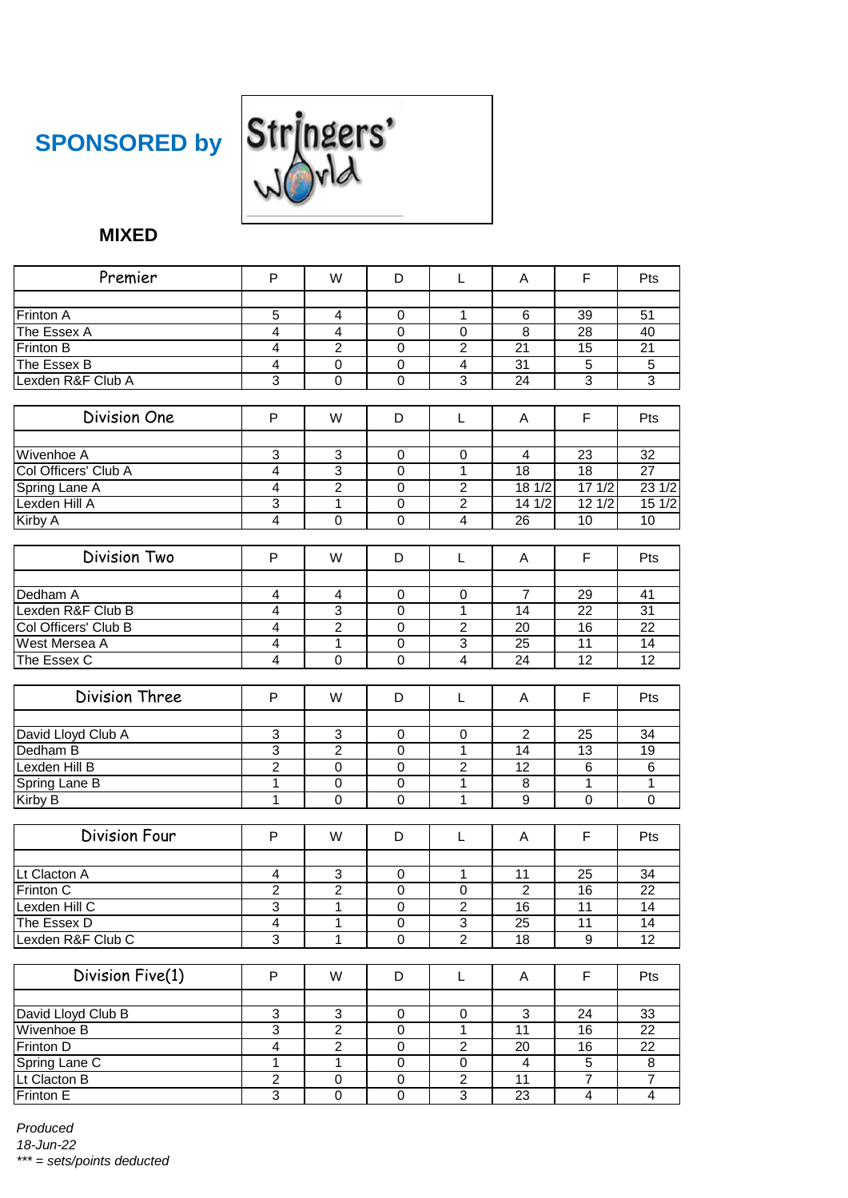**SPONSORED by** Stringers' World

## MIXED

| Premier | P | W | D | L | A | F | Pts |
|---|---|---|---|---|---|---|---|
| | | | | | | | |
| Frinton A | 5 | 4 | 0 | 1 | 6 | 39 | 51 |
| The Essex A | 4 | 4 | 0 | 0 | 8 | 28 | 40 |
| Frinton B | 4 | 2 | 0 | 2 | 21 | 15 | 21 |
| The Essex B | 4 | 0 | 0 | 4 | 31 | 5 | 5 |
| Lexden R&F Club A | 3 | 0 | 0 | 3 | 24 | 3 | 3 |

| Division One | P | W | D | L | A | F | Pts |
|---|---|---|---|---|---|---|---|
| | | | | | | | |
| Wivenhoe A | 3 | 3 | 0 | 0 | 4 | 23 | 32 |
| Col Officers' Club A | 4 | 3 | 0 | 1 | 18 | 18 | 27 |
| Spring Lane A | 4 | 2 | 0 | 2 | 18 1/2 | 17 1/2 | 23 1/2 |
| Lexden Hill A | 3 | 1 | 0 | 2 | 14 1/2 | 12 1/2 | 15 1/2 |
| Kirby A | 4 | 0 | 0 | 4 | 26 | 10 | 10 |

| Division Two | P | W | D | L | A | F | Pts |
|---|---|---|---|---|---|---|---|
| | | | | | | | |
| Dedham A | 4 | 4 | 0 | 0 | 7 | 29 | 41 |
| Lexden R&F Club B | 4 | 3 | 0 | 1 | 14 | 22 | 31 |
| Col Officers' Club B | 4 | 2 | 0 | 2 | 20 | 16 | 22 |
| West Mersea A | 4 | 1 | 0 | 3 | 25 | 11 | 14 |
| The Essex C | 4 | 0 | 0 | 4 | 24 | 12 | 12 |

| Division Three | P | W | D | L | A | F | Pts |
|---|---|---|---|---|---|---|---|
| | | | | | | | |
| David Lloyd Club A | 3 | 3 | 0 | 0 | 2 | 25 | 34 |
| Dedham B | 3 | 2 | 0 | 1 | 14 | 13 | 19 |
| Lexden Hill B | 2 | 0 | 0 | 2 | 12 | 6 | 6 |
| Spring Lane B | 1 | 0 | 0 | 1 | 8 | 1 | 1 |
| Kirby B | 1 | 0 | 0 | 1 | 9 | 0 | 0 |

| Division Four | P | W | D | L | A | F | Pts |
|---|---|---|---|---|---|---|---|
| | | | | | | | |
| Lt Clacton A | 4 | 3 | 0 | 1 | 11 | 25 | 34 |
| Frinton C | 2 | 2 | 0 | 0 | 2 | 16 | 22 |
| Lexden Hill C | 3 | 1 | 0 | 2 | 16 | 11 | 14 |
| The Essex D | 4 | 1 | 0 | 3 | 25 | 11 | 14 |
| Lexden R&F Club C | 3 | 1 | 0 | 2 | 18 | 9 | 12 |

| Division Five(1) | P | W | D | L | A | F | Pts |
|---|---|---|---|---|---|---|---|
| | | | | | | | |
| David Lloyd Club B | 3 | 3 | 0 | 0 | 3 | 24 | 33 |
| Wivenhoe B | 3 | 2 | 0 | 1 | 11 | 16 | 22 |
| Frinton D | 4 | 2 | 0 | 2 | 20 | 16 | 22 |
| Spring Lane C | 1 | 1 | 0 | 0 | 4 | 5 | 8 |
| Lt Clacton B | 2 | 0 | 0 | 2 | 11 | 7 | 7 |
| Frinton E | 3 | 0 | 0 | 3 | 23 | 4 | 4 |

*Produced*
*18-Jun-22*
**** = sets/points deducted*